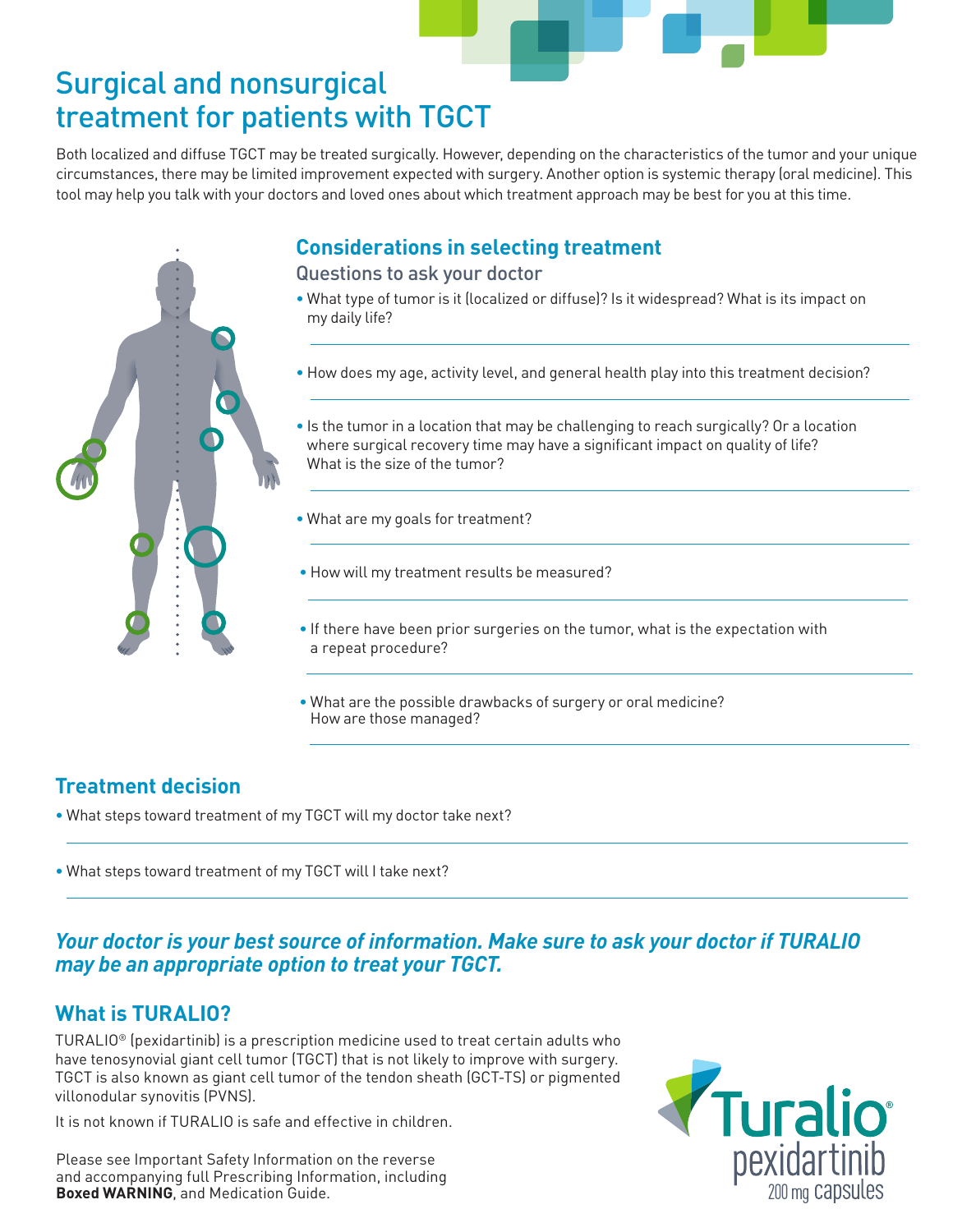# Surgical and nonsurgical treatment for patients with TGCT

Both localized and diffuse TGCT may be treated surgically. However, depending on the characteristics of the tumor and your unique circumstances, there may be limited improvement expected with surgery. Another option is systemic therapy (oral medicine). This tool may help you talk with your doctors and loved ones about which treatment approach may be best for you at this time.

## Considerations in selecting treatment

### Questions to ask your doctor

- What type of tumor is it (localized or diffuse)? Is it widespread? What is its impact on my daily life?
- How does my age, activity level, and general health play into this treatment decision?
- Is the tumor in a location that may be challenging to reach surgically? Or a location where surgical recovery time may have a significant impact on quality of life? What is the size of the tumor?
- What are my goals for treatment?
- How will my treatment results be measured?
- If there have been prior surgeries on the tumor, what is the expectation with a repeat procedure?
- What are the possible drawbacks of surgery or oral medicine? How are those managed?

## Treatment decision

- What steps toward treatment of my TGCT will my doctor take next?
- What steps toward treatment of my TGCT will I take next?

***Your doctor is your best source of information. Make sure to ask your doctor if TURALIO may be an appropriate option to treat your TGCT.***

## What is TURALIO?

TURALIO® (pexidartinib) is a prescription medicine used to treat certain adults who have tenosynovial giant cell tumor (TGCT) that is not likely to improve with surgery. TGCT is also known as giant cell tumor of the tendon sheath (GCT-TS) or pigmented villonodular synovitis (PVNS).

It is not known if TURALIO is safe and effective in children.

Please see Important Safety Information on the reverse and accompanying full Prescribing Information, including **Boxed WARNING**, and Medication Guide.

Turalio® pexidartinib 200 mg capsules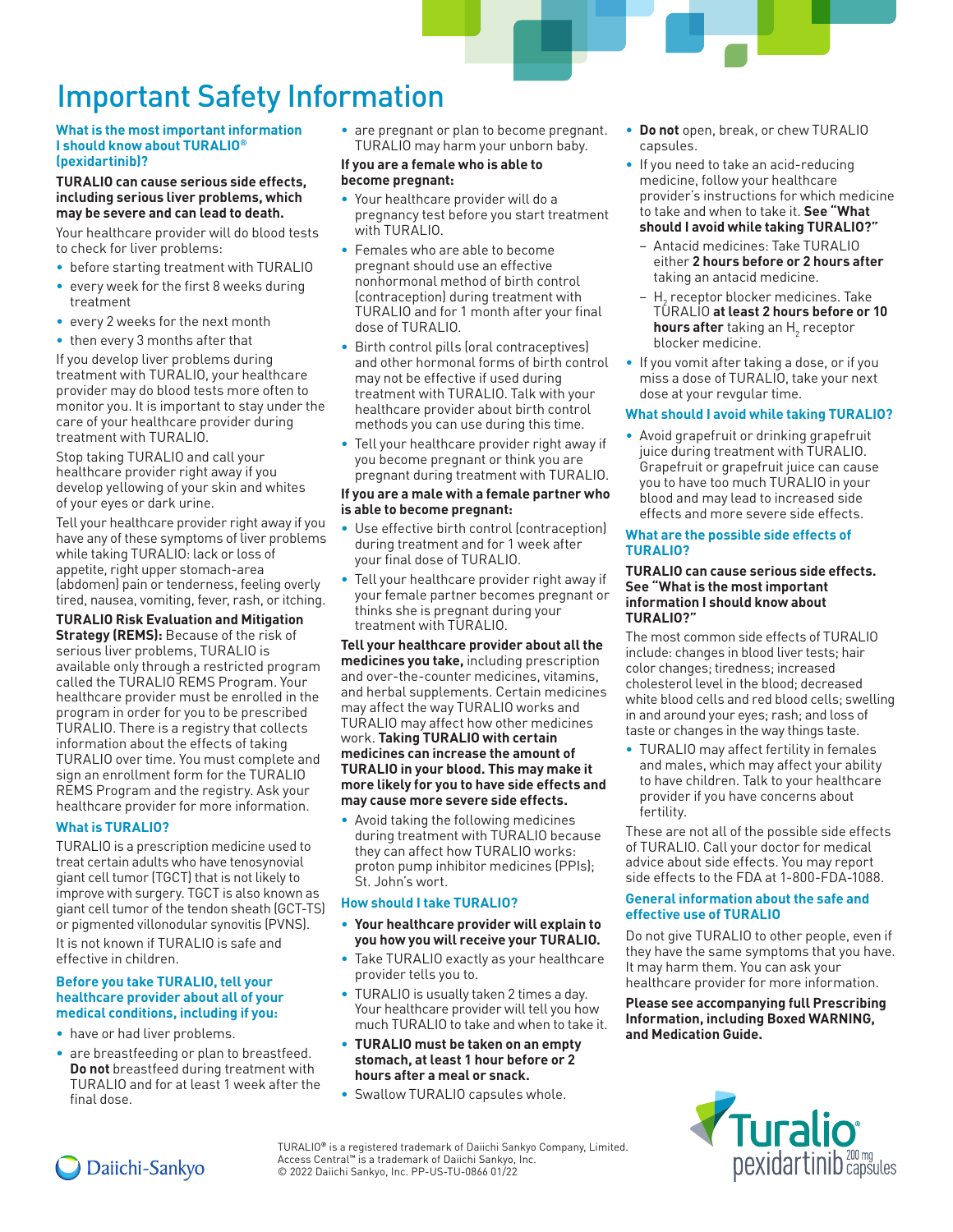# Important Safety Information

## What is the most important information I should know about TURALIO® (pexidartinib)?

**TURALIO can cause serious side effects, including serious liver problems, which may be severe and can lead to death.**

Your healthcare provider will do blood tests to check for liver problems:

- before starting treatment with TURALIO
- every week for the first 8 weeks during treatment
- every 2 weeks for the next month
- then every 3 months after that

If you develop liver problems during treatment with TURALIO, your healthcare provider may do blood tests more often to monitor you. It is important to stay under the care of your healthcare provider during treatment with TURALIO.

Stop taking TURALIO and call your healthcare provider right away if you develop yellowing of your skin and whites of your eyes or dark urine.

Tell your healthcare provider right away if you have any of these symptoms of liver problems while taking TURALIO: lack or loss of appetite, right upper stomach-area (abdomen) pain or tenderness, feeling overly tired, nausea, vomiting, fever, rash, or itching.

**TURALIO Risk Evaluation and Mitigation Strategy (REMS):** Because of the risk of serious liver problems, TURALIO is available only through a restricted program called the TURALIO REMS Program. Your healthcare provider must be enrolled in the program in order for you to be prescribed TURALIO. There is a registry that collects information about the effects of taking TURALIO over time. You must complete and sign an enrollment form for the TURALIO REMS Program and the registry. Ask your healthcare provider for more information.

## What is TURALIO?

TURALIO is a prescription medicine used to treat certain adults who have tenosynovial giant cell tumor (TGCT) that is not likely to improve with surgery. TGCT is also known as giant cell tumor of the tendon sheath (GCT-TS) or pigmented villonodular synovitis (PVNS).

It is not known if TURALIO is safe and effective in children.

## Before you take TURALIO, tell your healthcare provider about all of your medical conditions, including if you:

- have or had liver problems.
- are breastfeeding or plan to breastfeed. **Do not** breastfeed during treatment with TURALIO and for at least 1 week after the final dose.
- are pregnant or plan to become pregnant. TURALIO may harm your unborn baby.

**If you are a female who is able to become pregnant:**

- Your healthcare provider will do a pregnancy test before you start treatment with TURALIO.
- Females who are able to become pregnant should use an effective nonhormonal method of birth control (contraception) during treatment with TURALIO and for 1 month after your final dose of TURALIO.
- Birth control pills (oral contraceptives) and other hormonal forms of birth control may not be effective if used during treatment with TURALIO. Talk with your healthcare provider about birth control methods you can use during this time.
- Tell your healthcare provider right away if you become pregnant or think you are pregnant during treatment with TURALIO.

**If you are a male with a female partner who is able to become pregnant:**

- Use effective birth control (contraception) during treatment and for 1 week after your final dose of TURALIO.
- Tell your healthcare provider right away if your female partner becomes pregnant or thinks she is pregnant during your treatment with TURALIO.

**Tell your healthcare provider about all the medicines you take,** including prescription and over-the-counter medicines, vitamins, and herbal supplements. Certain medicines may affect the way TURALIO works and TURALIO may affect how other medicines work. **Taking TURALIO with certain medicines can increase the amount of TURALIO in your blood. This may make it more likely for you to have side effects and may cause more severe side effects.**

- Avoid taking the following medicines during treatment with TURALIO because they can affect how TURALIO works: proton pump inhibitor medicines (PPIs); St. John's wort.

## How should I take TURALIO?

- **Your healthcare provider will explain to you how you will receive your TURALIO.**
- Take TURALIO exactly as your healthcare provider tells you to.
- TURALIO is usually taken 2 times a day. Your healthcare provider will tell you how much TURALIO to take and when to take it.
- **TURALIO must be taken on an empty stomach, at least 1 hour before or 2 hours after a meal or snack.**
- Swallow TURALIO capsules whole.
- **Do not** open, break, or chew TURALIO capsules.
- If you need to take an acid-reducing medicine, follow your healthcare provider's instructions for which medicine to take and when to take it. **See "What should I avoid while taking TURALIO?"**
  - Antacid medicines: Take TURALIO either **2 hours before or 2 hours after** taking an antacid medicine.
  - $H_2$ receptor blocker medicines. Take TURALIO **at least 2 hours before or 10 hours after** taking an $H_2$ receptor blocker medicine.
- If you vomit after taking a dose, or if you miss a dose of TURALIO, take your next dose at your revgular time.

## What should I avoid while taking TURALIO?

- Avoid grapefruit or drinking grapefruit juice during treatment with TURALIO. Grapefruit or grapefruit juice can cause you to have too much TURALIO in your blood and may lead to increased side effects and more severe side effects.

## What are the possible side effects of TURALIO?

**TURALIO can cause serious side effects. See "What is the most important information I should know about TURALIO?"**

The most common side effects of TURALIO include: changes in blood liver tests; hair color changes; tiredness; increased cholesterol level in the blood; decreased white blood cells and red blood cells; swelling in and around your eyes; rash; and loss of taste or changes in the way things taste.

- TURALIO may affect fertility in females and males, which may affect your ability to have children. Talk to your healthcare provider if you have concerns about fertility.

These are not all of the possible side effects of TURALIO. Call your doctor for medical advice about side effects. You may report side effects to the FDA at 1-800-FDA-1088.

## General information about the safe and effective use of TURALIO

Do not give TURALIO to other people, even if they have the same symptoms that you have. It may harm them. You can ask your healthcare provider for more information.

**Please see accompanying full Prescribing Information, including Boxed WARNING, and Medication Guide.**

Turalio® pexidartinib 200 mg capsules

Daiichi-Sankyo

TURALIO® is a registered trademark of Daiichi Sankyo Company, Limited.
Access Central™ is a trademark of Daiichi Sankyo, Inc.
© 2022 Daiichi Sankyo, Inc. PP-US-TU-0866 01/22